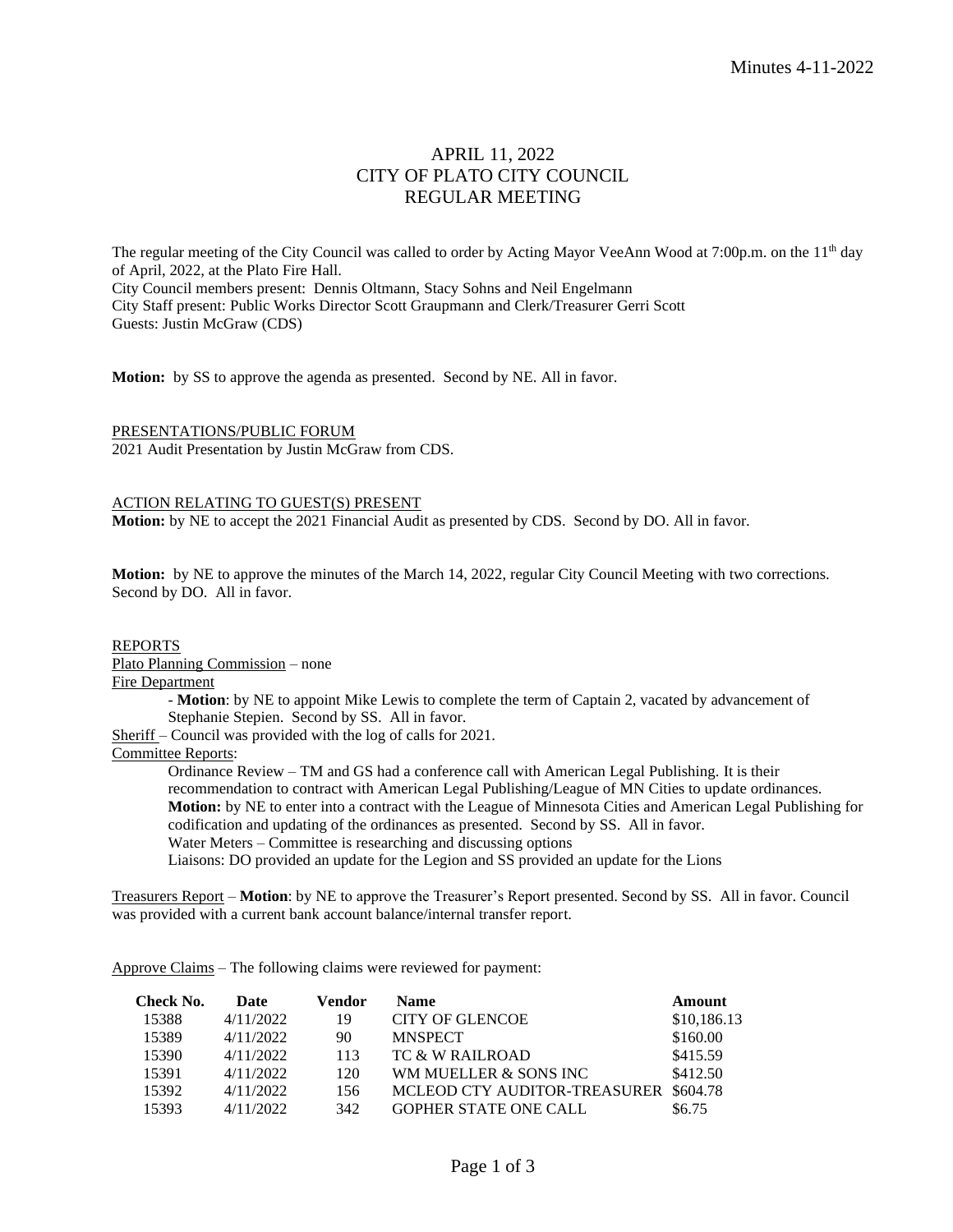# APRIL 11, 2022
# CITY OF PLATO CITY COUNCIL
# REGULAR MEETING

The regular meeting of the City Council was called to order by Acting Mayor VeeAnn Wood at 7:00p.m. on the 11th day of April, 2022, at the Plato Fire Hall.
City Council members present: Dennis Oltmann, Stacy Sohns and Neil Engelmann
City Staff present: Public Works Director Scott Graupmann and Clerk/Treasurer Gerri Scott
Guests: Justin McGraw (CDS)

**Motion:** by SS to approve the agenda as presented. Second by NE. All in favor.

PRESENTATIONS/PUBLIC FORUM
2021 Audit Presentation by Justin McGraw from CDS.

ACTION RELATING TO GUEST(S) PRESENT
**Motion:** by NE to accept the 2021 Financial Audit as presented by CDS. Second by DO. All in favor.

**Motion:** by NE to approve the minutes of the March 14, 2022, regular City Council Meeting with two corrections. Second by DO. All in favor.

REPORTS
Plato Planning Commission – none
Fire Department
- **Motion**: by NE to appoint Mike Lewis to complete the term of Captain 2, vacated by advancement of Stephanie Stepien. Second by SS. All in favor.

Sheriff – Council was provided with the log of calls for 2021.
Committee Reports:

Ordinance Review – TM and GS had a conference call with American Legal Publishing. It is their recommendation to contract with American Legal Publishing/League of MN Cities to update ordinances.
**Motion:** by NE to enter into a contract with the League of Minnesota Cities and American Legal Publishing for codification and updating of the ordinances as presented. Second by SS. All in favor.
Water Meters – Committee is researching and discussing options
Liaisons: DO provided an update for the Legion and SS provided an update for the Lions

Treasurers Report – **Motion**: by NE to approve the Treasurer's Report presented. Second by SS. All in favor. Council was provided with a current bank account balance/internal transfer report.

Approve Claims – The following claims were reviewed for payment:

| Check No. | Date | Vendor | Name | Amount |
|---|---|---|---|---|
| 15388 | 4/11/2022 | 19 | CITY OF GLENCOE | $10,186.13 |
| 15389 | 4/11/2022 | 90 | MNSPECT | $160.00 |
| 15390 | 4/11/2022 | 113 | TC & W RAILROAD | $415.59 |
| 15391 | 4/11/2022 | 120 | WM MUELLER & SONS INC | $412.50 |
| 15392 | 4/11/2022 | 156 | MCLEOD CTY AUDITOR-TREASURER | $604.78 |
| 15393 | 4/11/2022 | 342 | GOPHER STATE ONE CALL | $6.75 |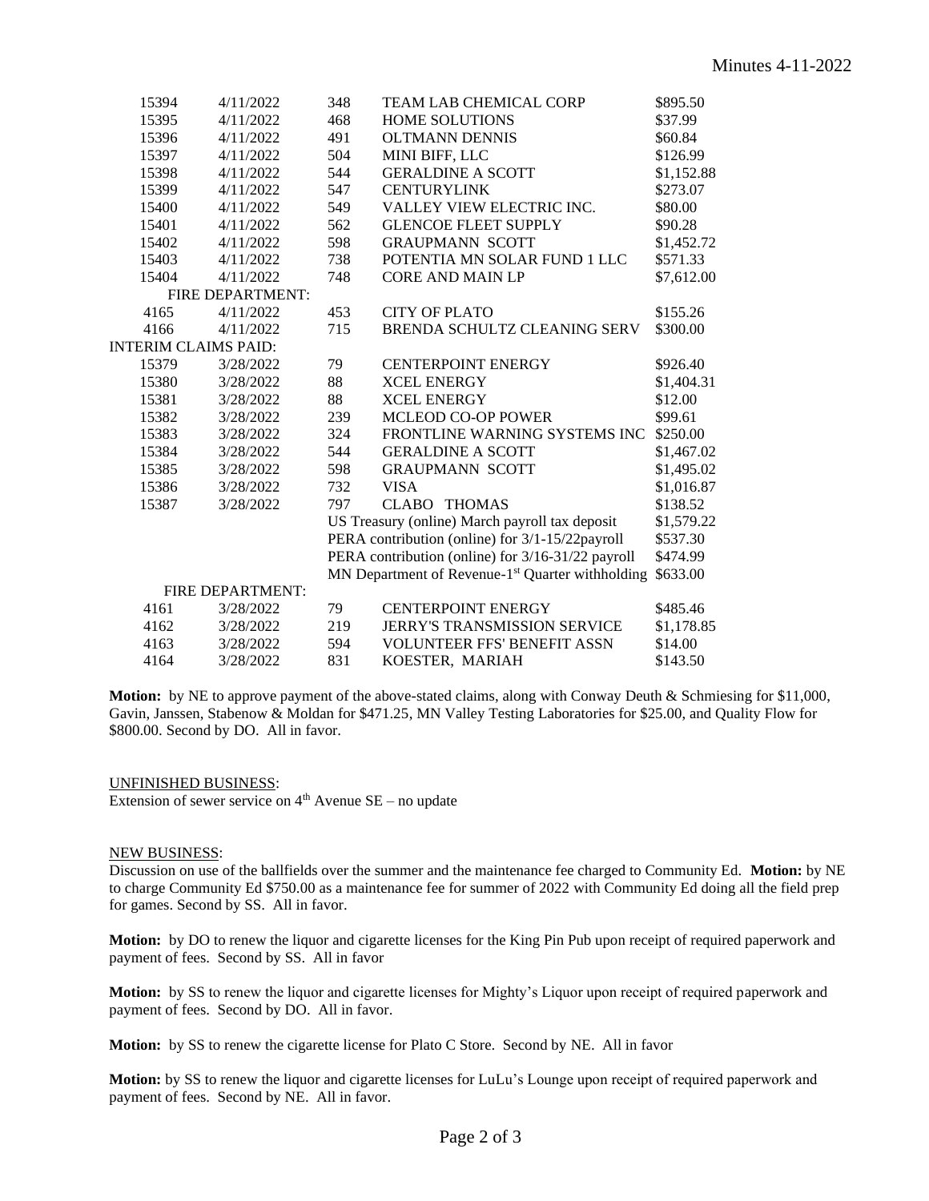| | | | | |
|---|---|---|---|---|
| 15394 | 4/11/2022 | 348 | TEAM LAB CHEMICAL CORP | $895.50 |
| 15395 | 4/11/2022 | 468 | HOME SOLUTIONS | $37.99 |
| 15396 | 4/11/2022 | 491 | OLTMANN DENNIS | $60.84 |
| 15397 | 4/11/2022 | 504 | MINI BIFF, LLC | $126.99 |
| 15398 | 4/11/2022 | 544 | GERALDINE A SCOTT | $1,152.88 |
| 15399 | 4/11/2022 | 547 | CENTURYLINK | $273.07 |
| 15400 | 4/11/2022 | 549 | VALLEY VIEW ELECTRIC INC. | $80.00 |
| 15401 | 4/11/2022 | 562 | GLENCOE FLEET SUPPLY | $90.28 |
| 15402 | 4/11/2022 | 598 | GRAUPMANN SCOTT | $1,452.72 |
| 15403 | 4/11/2022 | 738 | POTENTIA MN SOLAR FUND 1 LLC | $571.33 |
| 15404 | 4/11/2022 | 748 | CORE AND MAIN LP | $7,612.00 |
| FIRE DEPARTMENT: | | | | |
| 4165 | 4/11/2022 | 453 | CITY OF PLATO | $155.26 |
| 4166 | 4/11/2022 | 715 | BRENDA SCHULTZ CLEANING SERV | $300.00 |
| INTERIM CLAIMS PAID: | | | | |
| 15379 | 3/28/2022 | 79 | CENTERPOINT ENERGY | $926.40 |
| 15380 | 3/28/2022 | 88 | XCEL ENERGY | $1,404.31 |
| 15381 | 3/28/2022 | 88 | XCEL ENERGY | $12.00 |
| 15382 | 3/28/2022 | 239 | MCLEOD CO-OP POWER | $99.61 |
| 15383 | 3/28/2022 | 324 | FRONTLINE WARNING SYSTEMS INC | $250.00 |
| 15384 | 3/28/2022 | 544 | GERALDINE A SCOTT | $1,467.02 |
| 15385 | 3/28/2022 | 598 | GRAUPMANN SCOTT | $1,495.02 |
| 15386 | 3/28/2022 | 732 | VISA | $1,016.87 |
| 15387 | 3/28/2022 | 797 | CLABO THOMAS | $138.52 |
| | | | US Treasury (online) March payroll tax deposit | $1,579.22 |
| | | | PERA contribution (online) for 3/1-15/22payroll | $537.30 |
| | | | PERA contribution (online) for 3/16-31/22 payroll | $474.99 |
| | | | MN Department of Revenue-1st Quarter withholding | $633.00 |
| FIRE DEPARTMENT: | | | | |
| 4161 | 3/28/2022 | 79 | CENTERPOINT ENERGY | $485.46 |
| 4162 | 3/28/2022 | 219 | JERRY'S TRANSMISSION SERVICE | $1,178.85 |
| 4163 | 3/28/2022 | 594 | VOLUNTEER FFS' BENEFIT ASSN | $14.00 |
| 4164 | 3/28/2022 | 831 | KOESTER, MARIAH | $143.50 |

**Motion:** by NE to approve payment of the above-stated claims, along with Conway Deuth & Schmiesing for $11,000, Gavin, Janssen, Stabenow & Moldan for $471.25, MN Valley Testing Laboratories for $25.00, and Quality Flow for $800.00. Second by DO. All in favor.

UNFINISHED BUSINESS:

Extension of sewer service on 4th Avenue SE – no update

NEW BUSINESS:

Discussion on use of the ballfields over the summer and the maintenance fee charged to Community Ed. **Motion:** by NE to charge Community Ed $750.00 as a maintenance fee for summer of 2022 with Community Ed doing all the field prep for games. Second by SS. All in favor.

**Motion:** by DO to renew the liquor and cigarette licenses for the King Pin Pub upon receipt of required paperwork and payment of fees. Second by SS. All in favor

**Motion:** by SS to renew the liquor and cigarette licenses for Mighty's Liquor upon receipt of required paperwork and payment of fees. Second by DO. All in favor.

**Motion:** by SS to renew the cigarette license for Plato C Store. Second by NE. All in favor

**Motion:** by SS to renew the liquor and cigarette licenses for LuLu's Lounge upon receipt of required paperwork and payment of fees. Second by NE. All in favor.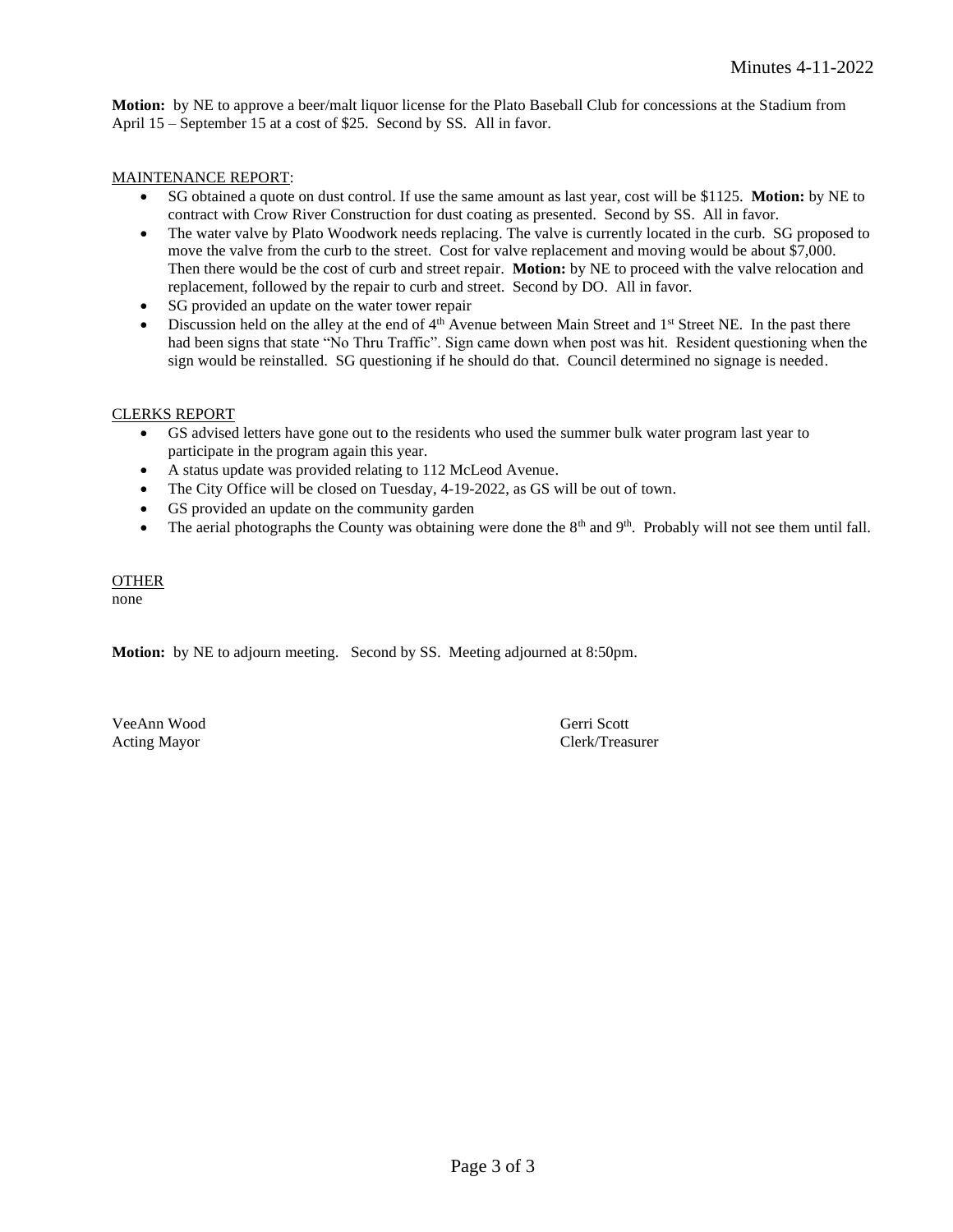**Motion:** by NE to approve a beer/malt liquor license for the Plato Baseball Club for concessions at the Stadium from April 15 – September 15 at a cost of $25. Second by SS. All in favor.

MAINTENANCE REPORT:

- SG obtained a quote on dust control. If use the same amount as last year, cost will be $1125. **Motion:** by NE to contract with Crow River Construction for dust coating as presented. Second by SS. All in favor.
- The water valve by Plato Woodwork needs replacing. The valve is currently located in the curb. SG proposed to move the valve from the curb to the street. Cost for valve replacement and moving would be about $7,000. Then there would be the cost of curb and street repair. **Motion:** by NE to proceed with the valve relocation and replacement, followed by the repair to curb and street. Second by DO. All in favor.
- SG provided an update on the water tower repair
- Discussion held on the alley at the end of 4th Avenue between Main Street and 1st Street NE. In the past there had been signs that state "No Thru Traffic". Sign came down when post was hit. Resident questioning when the sign would be reinstalled. SG questioning if he should do that. Council determined no signage is needed.

CLERKS REPORT

- GS advised letters have gone out to the residents who used the summer bulk water program last year to participate in the program again this year.
- A status update was provided relating to 112 McLeod Avenue.
- The City Office will be closed on Tuesday, 4-19-2022, as GS will be out of town.
- GS provided an update on the community garden
- The aerial photographs the County was obtaining were done the 8th and 9th. Probably will not see them until fall.

OTHER

none

**Motion:** by NE to adjourn meeting. Second by SS. Meeting adjourned at 8:50pm.

VeeAnn Wood
Acting Mayor

Gerri Scott
Clerk/Treasurer